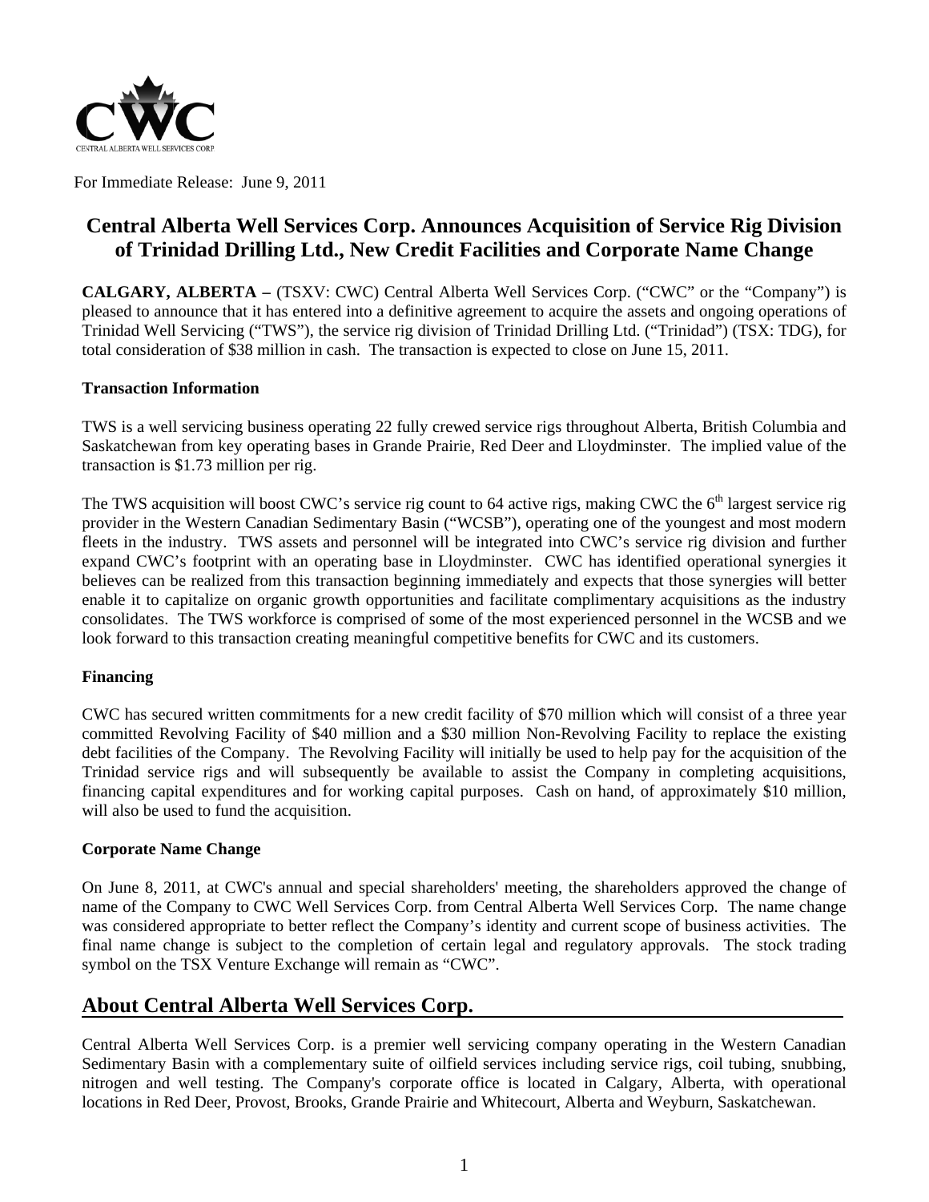For Immediate Release: June 9, 2011

# Central Alberta Well Services Corp. Announces Acquisition of Service Rig Division of Trinidad Drilling Ltd., New Credit Facilities and Corporate Name Change

**CALGARY, ALBERTA –** (TSXV: CWC) Central Alberta Well Services Corp. ("CWC" or the "Company") is pleased to announce that it has entered into a definitive agreement to acquire the assets and ongoing operations of Trinidad Well Servicing ("TWS"), the service rig division of Trinidad Drilling Ltd. ("Trinidad") (TSX: TDG), for total consideration of $38 million in cash. The transaction is expected to close on June 15, 2011.

**Transaction Information**

TWS is a well servicing business operating 22 fully crewed service rigs throughout Alberta, British Columbia and Saskatchewan from key operating bases in Grande Prairie, Red Deer and Lloydminster. The implied value of the transaction is $1.73 million per rig.

The TWS acquisition will boost CWC's service rig count to 64 active rigs, making CWC the 6th largest service rig provider in the Western Canadian Sedimentary Basin ("WCSB"), operating one of the youngest and most modern fleets in the industry. TWS assets and personnel will be integrated into CWC's service rig division and further expand CWC's footprint with an operating base in Lloydminster. CWC has identified operational synergies it believes can be realized from this transaction beginning immediately and expects that those synergies will better enable it to capitalize on organic growth opportunities and facilitate complimentary acquisitions as the industry consolidates. The TWS workforce is comprised of some of the most experienced personnel in the WCSB and we look forward to this transaction creating meaningful competitive benefits for CWC and its customers.

**Financing**

CWC has secured written commitments for a new credit facility of $70 million which will consist of a three year committed Revolving Facility of $40 million and a $30 million Non-Revolving Facility to replace the existing debt facilities of the Company. The Revolving Facility will initially be used to help pay for the acquisition of the Trinidad service rigs and will subsequently be available to assist the Company in completing acquisitions, financing capital expenditures and for working capital purposes. Cash on hand, of approximately $10 million, will also be used to fund the acquisition.

**Corporate Name Change**

On June 8, 2011, at CWC's annual and special shareholders' meeting, the shareholders approved the change of name of the Company to CWC Well Services Corp. from Central Alberta Well Services Corp. The name change was considered appropriate to better reflect the Company's identity and current scope of business activities. The final name change is subject to the completion of certain legal and regulatory approvals. The stock trading symbol on the TSX Venture Exchange will remain as "CWC".

## About Central Alberta Well Services Corp.

Central Alberta Well Services Corp. is a premier well servicing company operating in the Western Canadian Sedimentary Basin with a complementary suite of oilfield services including service rigs, coil tubing, snubbing, nitrogen and well testing. The Company's corporate office is located in Calgary, Alberta, with operational locations in Red Deer, Provost, Brooks, Grande Prairie and Whitecourt, Alberta and Weyburn, Saskatchewan.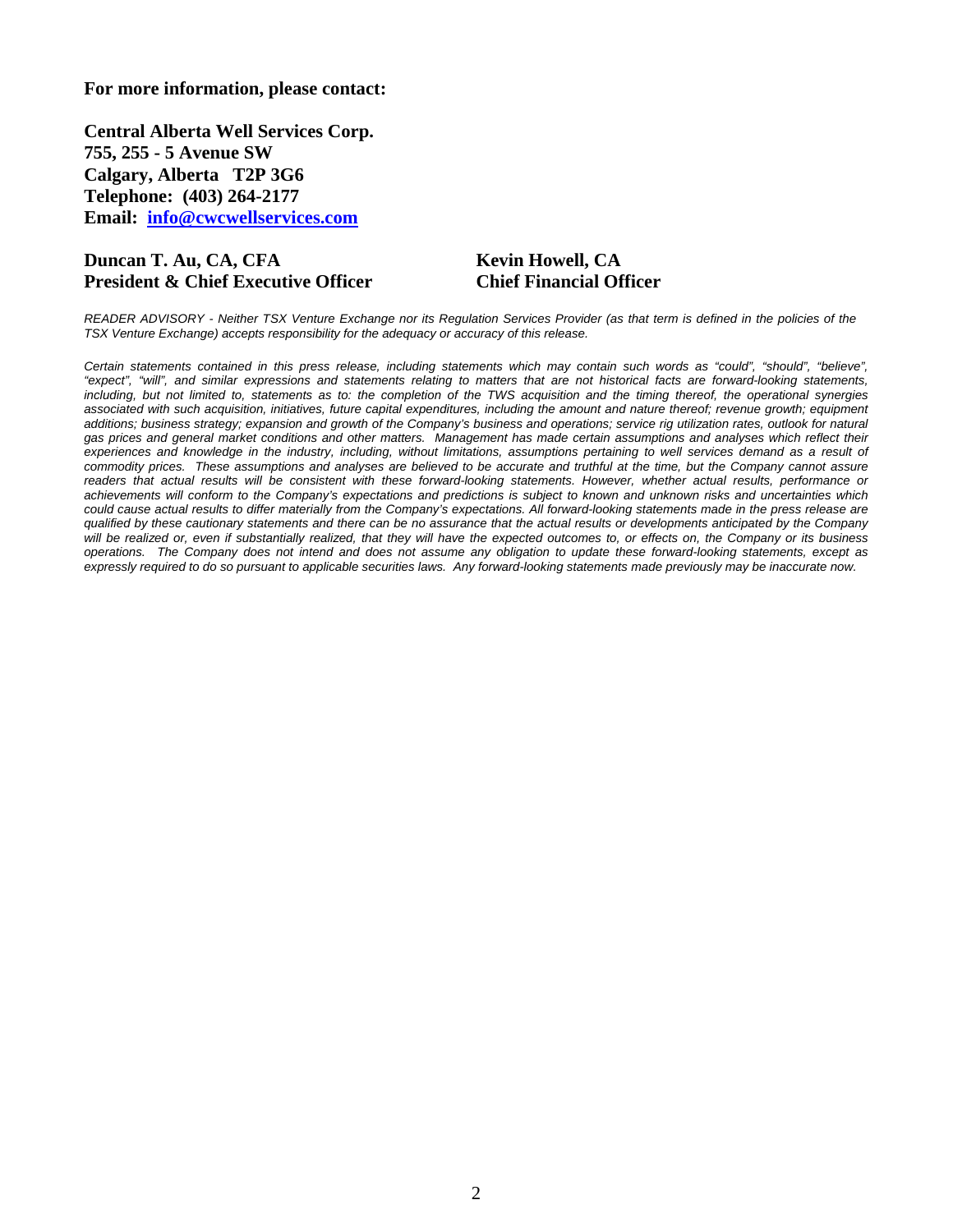**For more information, please contact:**

**Central Alberta Well Services Corp.**
**755, 255 - 5 Avenue SW**
**Calgary, Alberta T2P 3G6**
**Telephone: (403) 264-2177**
**Email: [info@cwcwellservices.com](mailto:info@cwcwellservices.com)**

**Duncan T. Au, CA, CFA**
**President & Chief Executive Officer**

**Kevin Howell, CA**
**Chief Financial Officer**

*READER ADVISORY - Neither TSX Venture Exchange nor its Regulation Services Provider (as that term is defined in the policies of the TSX Venture Exchange) accepts responsibility for the adequacy or accuracy of this release.*

*Certain statements contained in this press release, including statements which may contain such words as "could", "should", "believe", "expect", "will", and similar expressions and statements relating to matters that are not historical facts are forward-looking statements, including, but not limited to, statements as to: the completion of the TWS acquisition and the timing thereof, the operational synergies associated with such acquisition, initiatives, future capital expenditures, including the amount and nature thereof; revenue growth; equipment additions; business strategy; expansion and growth of the Company's business and operations; service rig utilization rates, outlook for natural gas prices and general market conditions and other matters. Management has made certain assumptions and analyses which reflect their experiences and knowledge in the industry, including, without limitations, assumptions pertaining to well services demand as a result of commodity prices. These assumptions and analyses are believed to be accurate and truthful at the time, but the Company cannot assure readers that actual results will be consistent with these forward-looking statements. However, whether actual results, performance or achievements will conform to the Company's expectations and predictions is subject to known and unknown risks and uncertainties which could cause actual results to differ materially from the Company's expectations. All forward-looking statements made in the press release are qualified by these cautionary statements and there can be no assurance that the actual results or developments anticipated by the Company will be realized or, even if substantially realized, that they will have the expected outcomes to, or effects on, the Company or its business operations. The Company does not intend and does not assume any obligation to update these forward-looking statements, except as expressly required to do so pursuant to applicable securities laws. Any forward-looking statements made previously may be inaccurate now.*